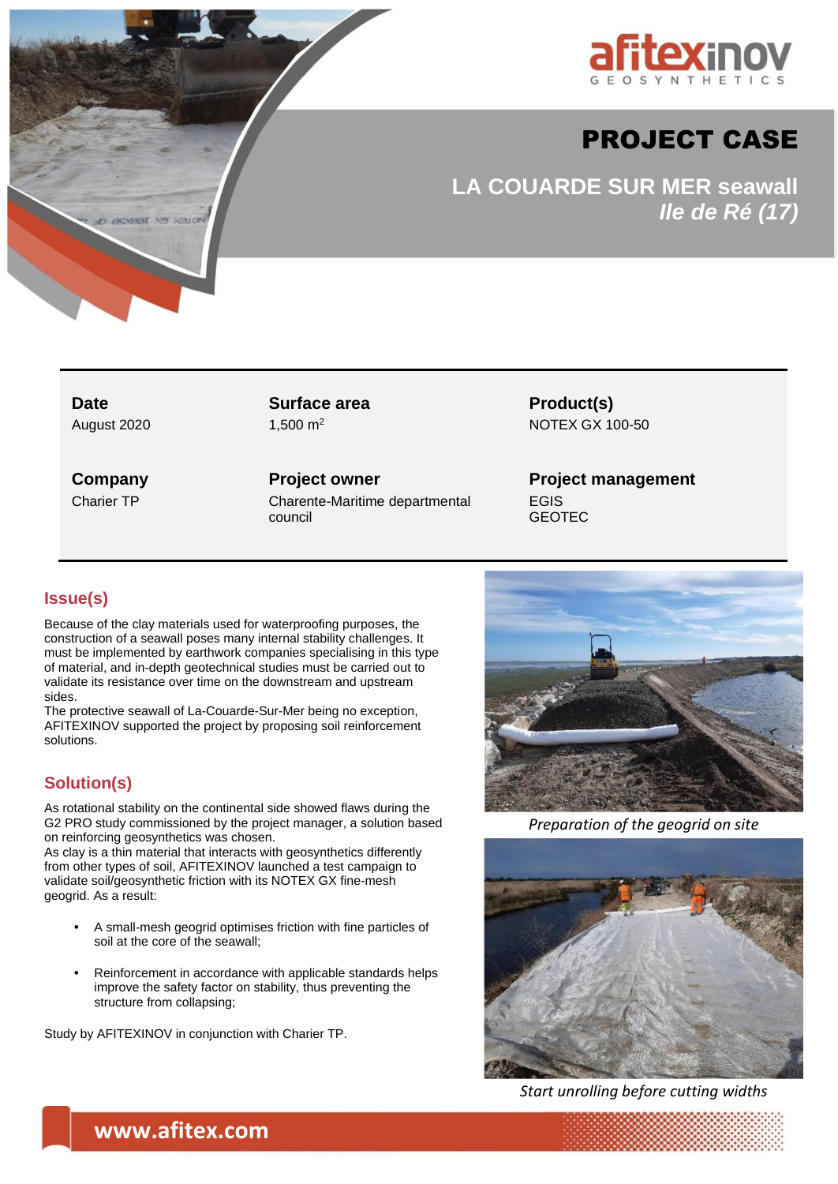# PROJECT CASE

## LA COUARDE SUR MER seawall
*Ile de Ré (17)*

| Date | Surface area | Product(s) |
|---|---|---|
| August 2020 | 1,500 m$^2$ | NOTEX GX 100-50 |
| **Company** | **Project owner** | **Project management** |
| Charier TP | Charente-Maritime departmental council | EGIS<br>GEOTEC |

## Issue(s)

Because of the clay materials used for waterproofing purposes, the construction of a seawall poses many internal stability challenges. It must be implemented by earthwork companies specialising in this type of material, and in-depth geotechnical studies must be carried out to validate its resistance over time on the downstream and upstream sides.
The protective seawall of La-Couarde-Sur-Mer being no exception, AFITEXINOV supported the project by proposing soil reinforcement solutions.

## Solution(s)

As rotational stability on the continental side showed flaws during the G2 PRO study commissioned by the project manager, a solution based on reinforcing geosynthetics was chosen.
As clay is a thin material that interacts with geosynthetics differently from other types of soil, AFITEXINOV launched a test campaign to validate soil/geosynthetic friction with its NOTEX GX fine-mesh geogrid. As a result:

- A small-mesh geogrid optimises friction with fine particles of soil at the core of the seawall;
- Reinforcement in accordance with applicable standards helps improve the safety factor on stability, thus preventing the structure from collapsing;

Study by AFITEXINOV in conjunction with Charier TP.

*Preparation of the geogrid on site*

*Start unrolling before cutting widths*

www.afitex.com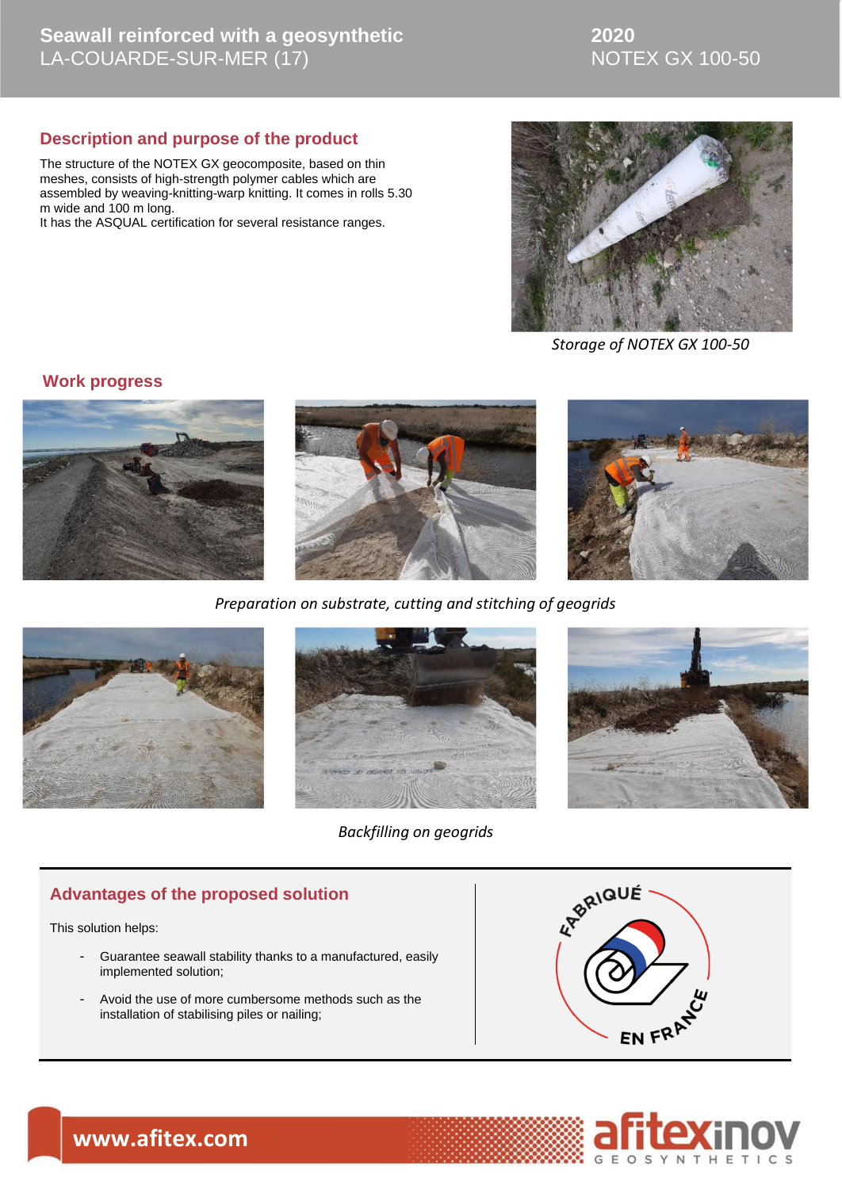# Seawall reinforced with a geosynthetic
LA-COUARDE-SUR-MER (17)

**2020**
NOTEX GX 100-50

## Description and purpose of the product

The structure of the NOTEX GX geocomposite, based on thin meshes, consists of high-strength polymer cables which are assembled by weaving-knitting-warp knitting. It comes in rolls 5.30 m wide and 100 m long.
It has the ASQUAL certification for several resistance ranges.

*Storage of NOTEX GX 100-50*

## Work progress

*Preparation on substrate, cutting and stitching of geogrids*

*Backfilling on geogrids*

## Advantages of the proposed solution

This solution helps:

- Guarantee seawall stability thanks to a manufactured, easily implemented solution;
- Avoid the use of more cumbersome methods such as the installation of stabilising piles or nailing;

FABRIQUÉ EN FRANCE

www.afitex.com

afitexinov GEOSYNTHETICS